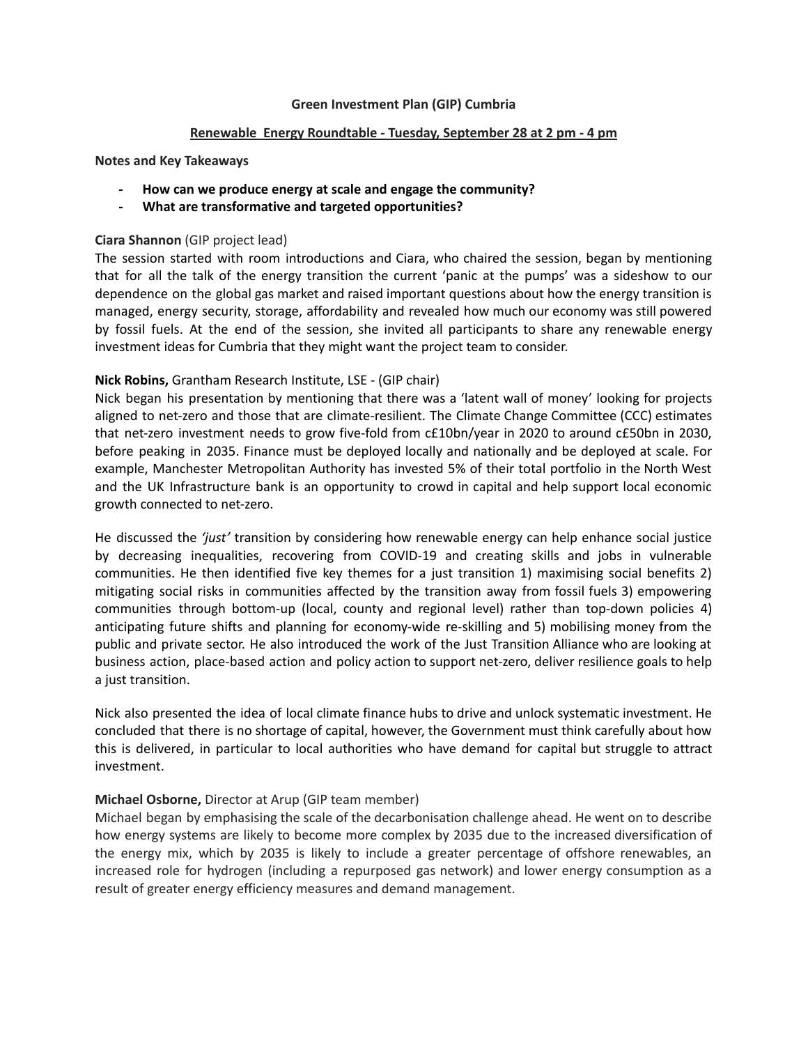**Green Investment Plan (GIP) Cumbria**

**Renewable  Energy Roundtable - Tuesday, September 28 at 2 pm - 4 pm**

**Notes and Key Takeaways**

- **How can we produce energy at scale and engage the community?**
- **What are transformative and targeted opportunities?**

**Ciara Shannon** (GIP project lead)

The session started with room introductions and Ciara, who chaired the session, began by mentioning that for all the talk of the energy transition the current 'panic at the pumps' was a sideshow to our dependence on the global gas market and raised important questions about how the energy transition is managed, energy security, storage, affordability and revealed how much our economy was still powered by fossil fuels. At the end of the session, she invited all participants to share any renewable energy investment ideas for Cumbria that they might want the project team to consider.

**Nick Robins,** Grantham Research Institute, LSE - (GIP chair)

Nick began his presentation by mentioning that there was a 'latent wall of money' looking for projects aligned to net-zero and those that are climate-resilient. The Climate Change Committee (CCC) estimates that net-zero investment needs to grow five-fold from c£10bn/year in 2020 to around c£50bn in 2030, before peaking in 2035. Finance must be deployed locally and nationally and be deployed at scale. For example, Manchester Metropolitan Authority has invested 5% of their total portfolio in the North West and the UK Infrastructure bank is an opportunity to crowd in capital and help support local economic growth connected to net-zero.

He discussed the *'just'* transition by considering how renewable energy can help enhance social justice by decreasing inequalities, recovering from COVID-19 and creating skills and jobs in vulnerable communities. He then identified five key themes for a just transition 1) maximising social benefits 2) mitigating social risks in communities affected by the transition away from fossil fuels 3) empowering communities through bottom-up (local, county and regional level) rather than top-down policies 4) anticipating future shifts and planning for economy-wide re-skilling and 5) mobilising money from the public and private sector. He also introduced the work of the Just Transition Alliance who are looking at business action, place-based action and policy action to support net-zero, deliver resilience goals to help a just transition.

Nick also presented the idea of local climate finance hubs to drive and unlock systematic investment. He concluded that there is no shortage of capital, however, the Government must think carefully about how this is delivered, in particular to local authorities who have demand for capital but struggle to attract investment.

**Michael Osborne,** Director at Arup (GIP team member)

Michael began by emphasising the scale of the decarbonisation challenge ahead. He went on to describe how energy systems are likely to become more complex by 2035 due to the increased diversification of the energy mix, which by 2035 is likely to include a greater percentage of offshore renewables, an increased role for hydrogen (including a repurposed gas network) and lower energy consumption as a result of greater energy efficiency measures and demand management.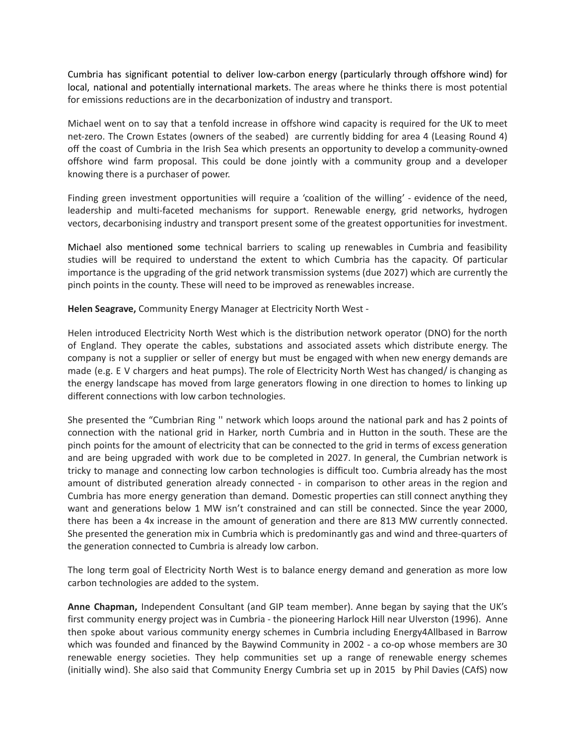Cumbria has significant potential to deliver low-carbon energy (particularly through offshore wind) for local, national and potentially international markets. The areas where he thinks there is most potential for emissions reductions are in the decarbonization of industry and transport.

Michael went on to say that a tenfold increase in offshore wind capacity is required for the UK to meet net-zero. The Crown Estates (owners of the seabed) are currently bidding for area 4 (Leasing Round 4) off the coast of Cumbria in the Irish Sea which presents an opportunity to develop a community-owned offshore wind farm proposal. This could be done jointly with a community group and a developer knowing there is a purchaser of power.

Finding green investment opportunities will require a 'coalition of the willing' - evidence of the need, leadership and multi-faceted mechanisms for support. Renewable energy, grid networks, hydrogen vectors, decarbonising industry and transport present some of the greatest opportunities for investment.

Michael also mentioned some technical barriers to scaling up renewables in Cumbria and feasibility studies will be required to understand the extent to which Cumbria has the capacity. Of particular importance is the upgrading of the grid network transmission systems (due 2027) which are currently the pinch points in the county. These will need to be improved as renewables increase.

**Helen Seagrave,** Community Energy Manager at Electricity North West -

Helen introduced Electricity North West which is the distribution network operator (DNO) for the north of England. They operate the cables, substations and associated assets which distribute energy. The company is not a supplier or seller of energy but must be engaged with when new energy demands are made (e.g. E V chargers and heat pumps). The role of Electricity North West has changed/ is changing as the energy landscape has moved from large generators flowing in one direction to homes to linking up different connections with low carbon technologies.

She presented the "Cumbrian Ring '' network which loops around the national park and has 2 points of connection with the national grid in Harker, north Cumbria and in Hutton in the south. These are the pinch points for the amount of electricity that can be connected to the grid in terms of excess generation and are being upgraded with work due to be completed in 2027. In general, the Cumbrian network is tricky to manage and connecting low carbon technologies is difficult too. Cumbria already has the most amount of distributed generation already connected - in comparison to other areas in the region and Cumbria has more energy generation than demand. Domestic properties can still connect anything they want and generations below 1 MW isn't constrained and can still be connected. Since the year 2000, there has been a 4x increase in the amount of generation and there are 813 MW currently connected. She presented the generation mix in Cumbria which is predominantly gas and wind and three-quarters of the generation connected to Cumbria is already low carbon.

The long term goal of Electricity North West is to balance energy demand and generation as more low carbon technologies are added to the system.

**Anne Chapman,** Independent Consultant (and GIP team member). Anne began by saying that the UK's first community energy project was in Cumbria - the pioneering Harlock Hill near Ulverston (1996). Anne then spoke about various community energy schemes in Cumbria including Energy4Allbased in Barrow which was founded and financed by the Baywind Community in 2002 - a co-op whose members are 30 renewable energy societies. They help communities set up a range of renewable energy schemes (initially wind). She also said that Community Energy Cumbria set up in 2015 by Phil Davies (CAfS) now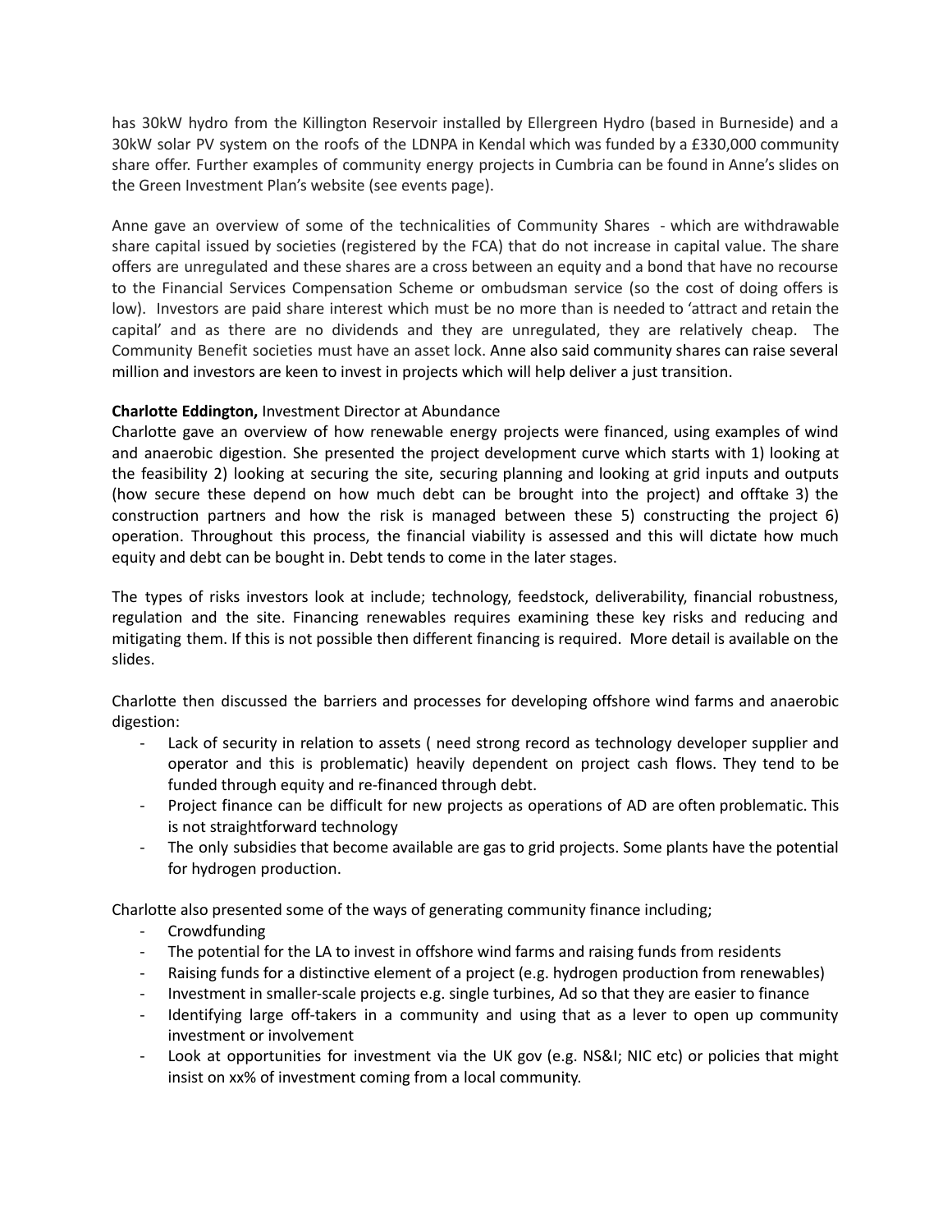has 30kW hydro from the Killington Reservoir installed by Ellergreen Hydro (based in Burneside) and a 30kW solar PV system on the roofs of the LDNPA in Kendal which was funded by a £330,000 community share offer. Further examples of community energy projects in Cumbria can be found in Anne's slides on the Green Investment Plan's website (see events page).

Anne gave an overview of some of the technicalities of Community Shares - which are withdrawable share capital issued by societies (registered by the FCA) that do not increase in capital value. The share offers are unregulated and these shares are a cross between an equity and a bond that have no recourse to the Financial Services Compensation Scheme or ombudsman service (so the cost of doing offers is low). Investors are paid share interest which must be no more than is needed to 'attract and retain the capital' and as there are no dividends and they are unregulated, they are relatively cheap. The Community Benefit societies must have an asset lock. Anne also said community shares can raise several million and investors are keen to invest in projects which will help deliver a just transition.

**Charlotte Eddington,** Investment Director at Abundance

Charlotte gave an overview of how renewable energy projects were financed, using examples of wind and anaerobic digestion. She presented the project development curve which starts with 1) looking at the feasibility 2) looking at securing the site, securing planning and looking at grid inputs and outputs (how secure these depend on how much debt can be brought into the project) and offtake 3) the construction partners and how the risk is managed between these 5) constructing the project 6) operation. Throughout this process, the financial viability is assessed and this will dictate how much equity and debt can be bought in. Debt tends to come in the later stages.

The types of risks investors look at include; technology, feedstock, deliverability, financial robustness, regulation and the site. Financing renewables requires examining these key risks and reducing and mitigating them. If this is not possible then different financing is required. More detail is available on the slides.

Charlotte then discussed the barriers and processes for developing offshore wind farms and anaerobic digestion:

- Lack of security in relation to assets ( need strong record as technology developer supplier and operator and this is problematic) heavily dependent on project cash flows. They tend to be funded through equity and re-financed through debt.
- Project finance can be difficult for new projects as operations of AD are often problematic. This is not straightforward technology
- The only subsidies that become available are gas to grid projects. Some plants have the potential for hydrogen production.

Charlotte also presented some of the ways of generating community finance including;

- Crowdfunding
- The potential for the LA to invest in offshore wind farms and raising funds from residents
- Raising funds for a distinctive element of a project (e.g. hydrogen production from renewables)
- Investment in smaller-scale projects e.g. single turbines, Ad so that they are easier to finance
- Identifying large off-takers in a community and using that as a lever to open up community investment or involvement
- Look at opportunities for investment via the UK gov (e.g. NS&I; NIC etc) or policies that might insist on xx% of investment coming from a local community.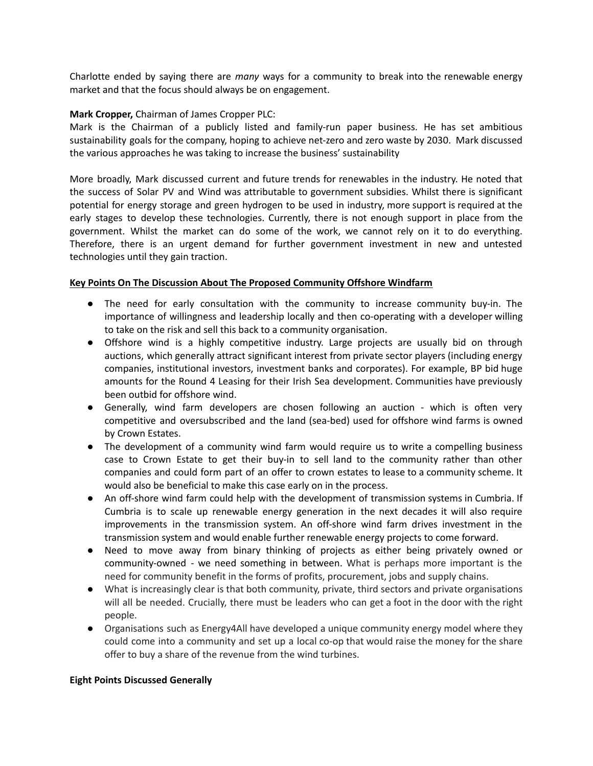Charlotte ended by saying there are *many* ways for a community to break into the renewable energy market and that the focus should always be on engagement.

**Mark Cropper,** Chairman of James Cropper PLC:
Mark is the Chairman of a publicly listed and family-run paper business. He has set ambitious sustainability goals for the company, hoping to achieve net-zero and zero waste by 2030. Mark discussed the various approaches he was taking to increase the business' sustainability

More broadly, Mark discussed current and future trends for renewables in the industry. He noted that the success of Solar PV and Wind was attributable to government subsidies. Whilst there is significant potential for energy storage and green hydrogen to be used in industry, more support is required at the early stages to develop these technologies. Currently, there is not enough support in place from the government. Whilst the market can do some of the work, we cannot rely on it to do everything. Therefore, there is an urgent demand for further government investment in new and untested technologies until they gain traction.

**Key Points On The Discussion About The Proposed Community Offshore Windfarm**

- The need for early consultation with the community to increase community buy-in. The importance of willingness and leadership locally and then co-operating with a developer willing to take on the risk and sell this back to a community organisation.
- Offshore wind is a highly competitive industry. Large projects are usually bid on through auctions, which generally attract significant interest from private sector players (including energy companies, institutional investors, investment banks and corporates). For example, BP bid huge amounts for the Round 4 Leasing for their Irish Sea development. Communities have previously been outbid for offshore wind.
- Generally, wind farm developers are chosen following an auction - which is often very competitive and oversubscribed and the land (sea-bed) used for offshore wind farms is owned by Crown Estates.
- The development of a community wind farm would require us to write a compelling business case to Crown Estate to get their buy-in to sell land to the community rather than other companies and could form part of an offer to crown estates to lease to a community scheme. It would also be beneficial to make this case early on in the process.
- An off-shore wind farm could help with the development of transmission systems in Cumbria. If Cumbria is to scale up renewable energy generation in the next decades it will also require improvements in the transmission system. An off-shore wind farm drives investment in the transmission system and would enable further renewable energy projects to come forward.
- Need to move away from binary thinking of projects as either being privately owned or community-owned - we need something in between. What is perhaps more important is the need for community benefit in the forms of profits, procurement, jobs and supply chains.
- What is increasingly clear is that both community, private, third sectors and private organisations will all be needed. Crucially, there must be leaders who can get a foot in the door with the right people.
- Organisations such as Energy4All have developed a unique community energy model where they could come into a community and set up a local co-op that would raise the money for the share offer to buy a share of the revenue from the wind turbines.

**Eight Points Discussed Generally**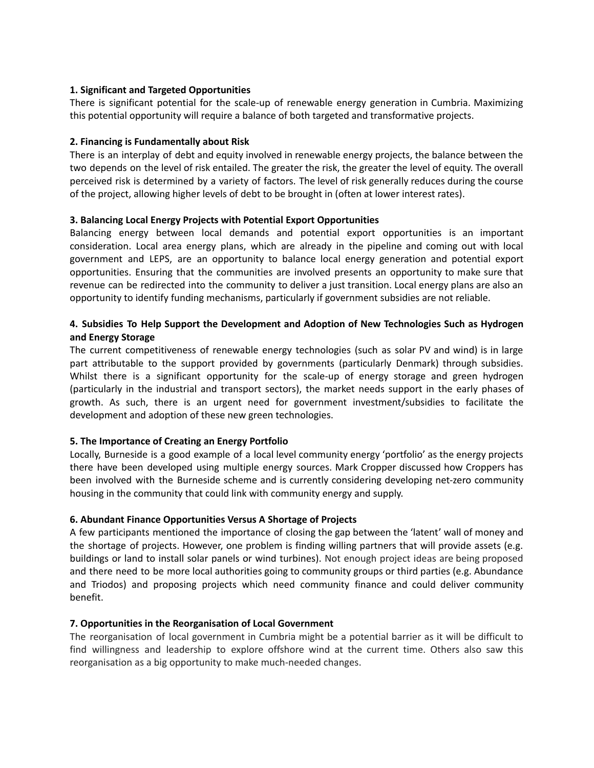**1. Significant and Targeted Opportunities**

There is significant potential for the scale-up of renewable energy generation in Cumbria. Maximizing this potential opportunity will require a balance of both targeted and transformative projects.

**2. Financing is Fundamentally about Risk**

There is an interplay of debt and equity involved in renewable energy projects, the balance between the two depends on the level of risk entailed. The greater the risk, the greater the level of equity. The overall perceived risk is determined by a variety of factors. The level of risk generally reduces during the course of the project, allowing higher levels of debt to be brought in (often at lower interest rates).

**3. Balancing Local Energy Projects with Potential Export Opportunities**

Balancing energy between local demands and potential export opportunities is an important consideration. Local area energy plans, which are already in the pipeline and coming out with local government and LEPS, are an opportunity to balance local energy generation and potential export opportunities. Ensuring that the communities are involved presents an opportunity to make sure that revenue can be redirected into the community to deliver a just transition. Local energy plans are also an opportunity to identify funding mechanisms, particularly if government subsidies are not reliable.

**4. Subsidies To Help Support the Development and Adoption of New Technologies Such as Hydrogen and Energy Storage**

The current competitiveness of renewable energy technologies (such as solar PV and wind) is in large part attributable to the support provided by governments (particularly Denmark) through subsidies. Whilst there is a significant opportunity for the scale-up of energy storage and green hydrogen (particularly in the industrial and transport sectors), the market needs support in the early phases of growth. As such, there is an urgent need for government investment/subsidies to facilitate the development and adoption of these new green technologies.

**5. The Importance of Creating an Energy Portfolio**

Locally, Burneside is a good example of a local level community energy 'portfolio' as the energy projects there have been developed using multiple energy sources. Mark Cropper discussed how Croppers has been involved with the Burneside scheme and is currently considering developing net-zero community housing in the community that could link with community energy and supply.

**6. Abundant Finance Opportunities Versus A Shortage of Projects**

A few participants mentioned the importance of closing the gap between the 'latent' wall of money and the shortage of projects. However, one problem is finding willing partners that will provide assets (e.g. buildings or land to install solar panels or wind turbines). Not enough project ideas are being proposed and there need to be more local authorities going to community groups or third parties (e.g. Abundance and Triodos) and proposing projects which need community finance and could deliver community benefit.

**7. Opportunities in the Reorganisation of Local Government**

The reorganisation of local government in Cumbria might be a potential barrier as it will be difficult to find willingness and leadership to explore offshore wind at the current time. Others also saw this reorganisation as a big opportunity to make much-needed changes.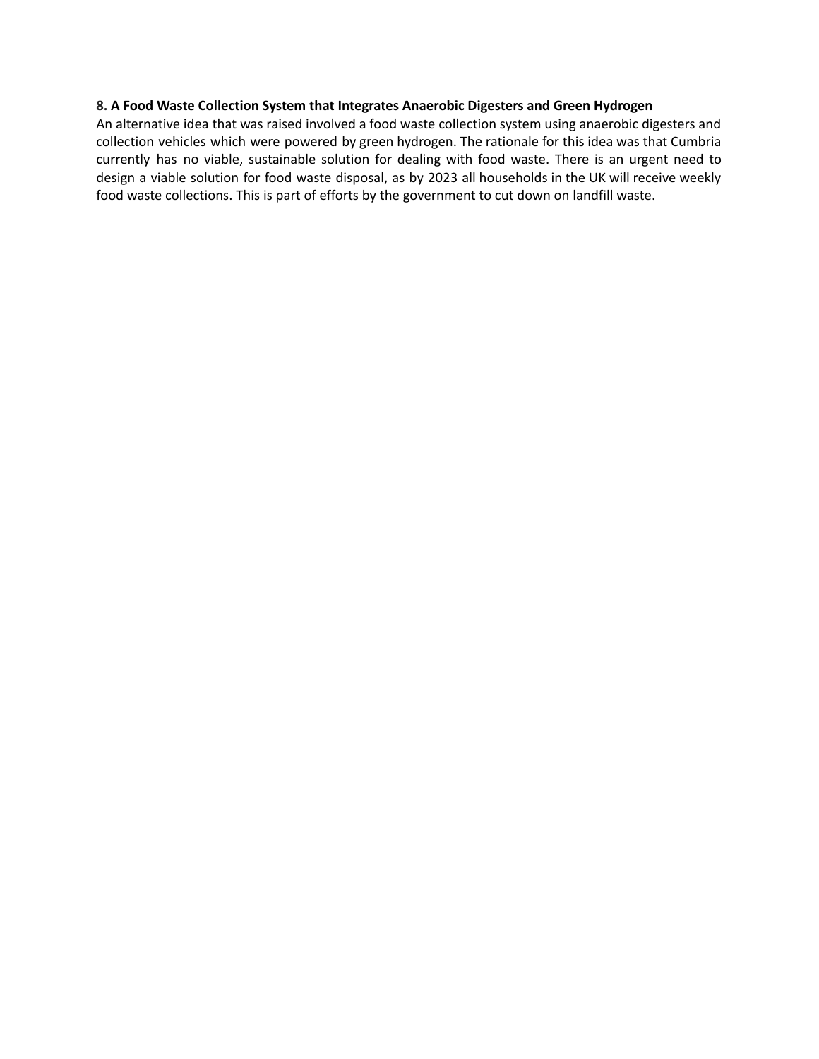**8. A Food Waste Collection System that Integrates Anaerobic Digesters and Green Hydrogen**

An alternative idea that was raised involved a food waste collection system using anaerobic digesters and collection vehicles which were powered by green hydrogen. The rationale for this idea was that Cumbria currently has no viable, sustainable solution for dealing with food waste. There is an urgent need to design a viable solution for food waste disposal, as by 2023 all households in the UK will receive weekly food waste collections. This is part of efforts by the government to cut down on landfill waste.